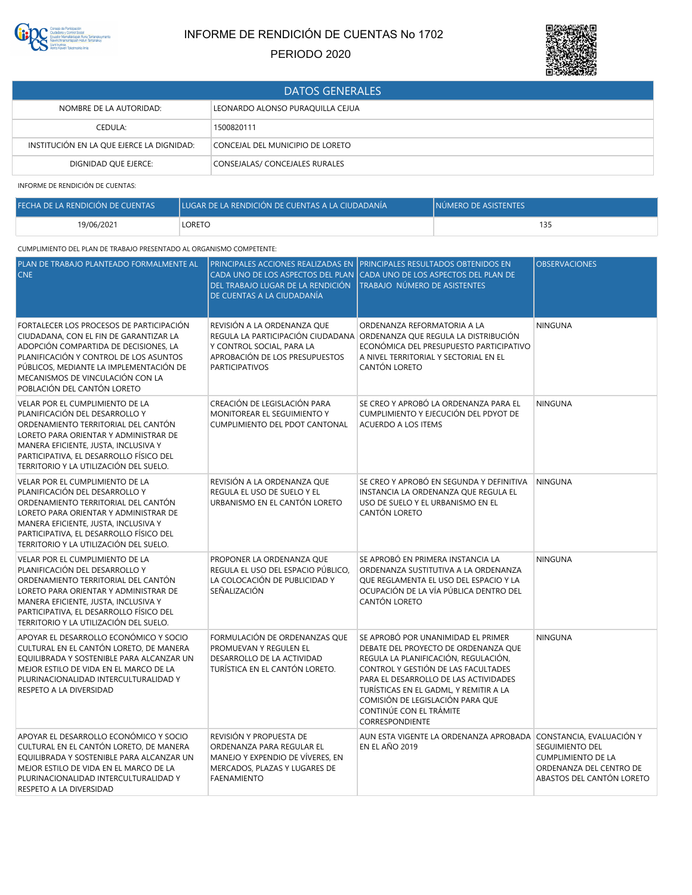# INFORME DE RENDICIÓN DE CUENTAS No 1702

## PERIODO 2020

| DATOS GENERALES | |
|---|---|
| NOMBRE DE LA AUTORIDAD: | LEONARDO ALONSO PURAQUILLA CEJUA |
| CEDULA: | 1500820111 |
| INSTITUCIÓN EN LA QUE EJERCE LA DIGNIDAD: | CONCEJAL DEL MUNICIPIO DE LORETO |
| DIGNIDAD QUE EJERCE: | CONSEJALAS/ CONCEJALES RURALES |

INFORME DE RENDICIÓN DE CUENTAS:

| FECHA DE LA RENDICIÓN DE CUENTAS | LUGAR DE LA RENDICIÓN DE CUENTAS A LA CIUDADANÍA | NÚMERO DE ASISTENTES |
|---|---|---|
| 19/06/2021 | LORETO | 135 |

CUMPLIMIENTO DEL PLAN DE TRABAJO PRESENTADO AL ORGANISMO COMPETENTE:

| PLAN DE TRABAJO PLANTEADO FORMALMENTE AL CNE | PRINCIPALES ACCIONES REALIZADAS EN CADA UNO DE LOS ASPECTOS DEL PLAN DEL TRABAJO LUGAR DE LA RENDICIÓN DE CUENTAS A LA CIUDADANÍA | PRINCIPALES RESULTADOS OBTENIDOS EN CADA UNO DE LOS ASPECTOS DEL PLAN DE TRABAJO NÚMERO DE ASISTENTES | OBSERVACIONES |
|---|---|---|---|
| FORTALECER LOS PROCESOS DE PARTICIPACIÓN CIUDADANA, CON EL FIN DE GARANTIZAR LA ADOPCIÓN COMPARTIDA DE DECISIONES, LA PLANIFICACIÓN Y CONTROL DE LOS ASUNTOS PÚBLICOS, MEDIANTE LA IMPLEMENTACIÓN DE MECANISMOS DE VINCULACIÓN CON LA POBLACIÓN DEL CANTÓN LORETO | REVISIÓN A LA ORDENANZA QUE REGULA LA PARTICIPACIÓN CIUDADANA Y CONTROL SOCIAL, PARA LA APROBACIÓN DE LOS PRESUPUESTOS PARTICIPATIVOS | ORDENANZA REFORMATORIA A LA ORDENANZA QUE REGULA LA DISTRIBUCIÓN ECONÓMICA DEL PRESUPUESTO PARTICIPATIVO A NIVEL TERRITORIAL Y SECTORIAL EN EL CANTÓN LORETO | NINGUNA |
| VELAR POR EL CUMPLIMIENTO DE LA PLANIFICACIÓN DEL DESARROLLO Y ORDENAMIENTO TERRITORIAL DEL CANTÓN LORETO PARA ORIENTAR Y ADMINISTRAR DE MANERA EFICIENTE, JUSTA, INCLUSIVA Y PARTICIPATIVA, EL DESARROLLO FÍSICO DEL TERRITORIO Y LA UTILIZACIÓN DEL SUELO. | CREACIÓN DE LEGISLACIÓN PARA MONITOREAR EL SEGUIMIENTO Y CUMPLIMIENTO DEL PDOT CANTONAL | SE CREO Y APROBÓ LA ORDENANZA PARA EL CUMPLIMIENTO Y EJECUCIÓN DEL PDYOT DE ACUERDO A LOS ITEMS | NINGUNA |
| VELAR POR EL CUMPLIMIENTO DE LA PLANIFICACIÓN DEL DESARROLLO Y ORDENAMIENTO TERRITORIAL DEL CANTÓN LORETO PARA ORIENTAR Y ADMINISTRAR DE MANERA EFICIENTE, JUSTA, INCLUSIVA Y PARTICIPATIVA, EL DESARROLLO FÍSICO DEL TERRITORIO Y LA UTILIZACIÓN DEL SUELO. | REVISIÓN A LA ORDENANZA QUE REGULA EL USO DE SUELO Y EL URBANISMO EN EL CANTÓN LORETO | SE CREO Y APROBÓ EN SEGUNDA Y DEFINITIVA INSTANCIA LA ORDENANZA QUE REGULA EL USO DE SUELO Y EL URBANISMO EN EL CANTÓN LORETO | NINGUNA |
| VELAR POR EL CUMPLIMIENTO DE LA PLANIFICACIÓN DEL DESARROLLO Y ORDENAMIENTO TERRITORIAL DEL CANTÓN LORETO PARA ORIENTAR Y ADMINISTRAR DE MANERA EFICIENTE, JUSTA, INCLUSIVA Y PARTICIPATIVA, EL DESARROLLO FÍSICO DEL TERRITORIO Y LA UTILIZACIÓN DEL SUELO. | PROPONER LA ORDENANZA QUE REGULA EL USO DEL ESPACIO PÚBLICO, LA COLOCACIÓN DE PUBLICIDAD Y SEÑALIZACIÓN | SE APROBÓ EN PRIMERA INSTANCIA LA ORDENANZA SUSTITUTIVA A LA ORDENANZA QUE REGLAMENTA EL USO DEL ESPACIO Y LA OCUPACIÓN DE LA VÍA PÚBLICA DENTRO DEL CANTÓN LORETO | NINGUNA |
| APOYAR EL DESARROLLO ECONÓMICO Y SOCIO CULTURAL EN EL CANTÓN LORETO, DE MANERA EQUILIBRADA Y SOSTENIBLE PARA ALCANZAR UN MEJOR ESTILO DE VIDA EN EL MARCO DE LA PLURINACIONALIDAD INTERCULTURALIDAD Y RESPETO A LA DIVERSIDAD | FORMULACIÓN DE ORDENANZAS QUE PROMUEVAN Y REGULEN EL DESARROLLO DE LA ACTIVIDAD TURÍSTICA EN EL CANTÓN LORETO. | SE APROBÓ POR UNANIMIDAD EL PRIMER DEBATE DEL PROYECTO DE ORDENANZA QUE REGULA LA PLANIFICACIÓN, REGULACIÓN, CONTROL Y GESTIÓN DE LAS FACULTADES PARA EL DESARROLLO DE LAS ACTIVIDADES TURÍSTICAS EN EL GADML, Y REMITIR A LA COMISIÓN DE LEGISLACIÓN PARA QUE CONTINÚE CON EL TRÁMITE CORRESPONDIENTE | NINGUNA |
| APOYAR EL DESARROLLO ECONÓMICO Y SOCIO CULTURAL EN EL CANTÓN LORETO, DE MANERA EQUILIBRADA Y SOSTENIBLE PARA ALCANZAR UN MEJOR ESTILO DE VIDA EN EL MARCO DE LA PLURINACIONALIDAD INTERCULTURALIDAD Y RESPETO A LA DIVERSIDAD | REVISIÓN Y PROPUESTA DE ORDENANZA PARA REGULAR EL MANEJO Y EXPENDIO DE VÍVERES, EN MERCADOS, PLAZAS Y LUGARES DE FAENAMIENTO | AUN ESTA VIGENTE LA ORDENANZA APROBADA EN EL AÑO 2019 | CONSTANCIA, EVALUACIÓN Y SEGUIMIENTO DEL CUMPLIMIENTO DE LA ORDENANZA DEL CENTRO DE ABASTOS DEL CANTÓN LORETO |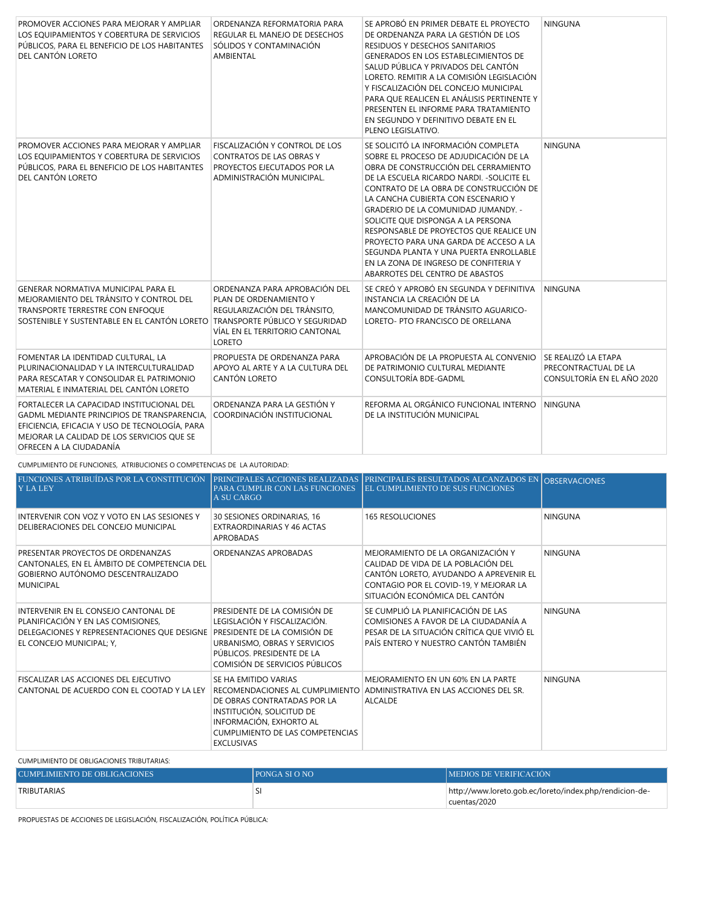| | | | |
|---|---|---|---|
| PROMOVER ACCIONES PARA MEJORAR Y AMPLIAR LOS EQUIPAMIENTOS Y COBERTURA DE SERVICIOS PÚBLICOS, PARA EL BENEFICIO DE LOS HABITANTES DEL CANTÓN LORETO | ORDENANZA REFORMATORIA PARA REGULAR EL MANEJO DE DESECHOS SÓLIDOS Y CONTAMINACIÓN AMBIENTAL | SE APROBÓ EN PRIMER DEBATE EL PROYECTO DE ORDENANZA PARA LA GESTIÓN DE LOS RESIDUOS Y DESECHOS SANITARIOS GENERADOS EN LOS ESTABLECIMIENTOS DE SALUD PÚBLICA Y PRIVADOS DEL CANTÓN LORETO. REMITIR A LA COMISIÓN LEGISLACIÓN Y FISCALIZACIÓN DEL CONCEJO MUNICIPAL PARA QUE REALICEN EL ANÁLISIS PERTINENTE Y PRESENTEN EL INFORME PARA TRATAMIENTO EN SEGUNDO Y DEFINITIVO DEBATE EN EL PLENO LEGISLATIVO. | NINGUNA |
| PROMOVER ACCIONES PARA MEJORAR Y AMPLIAR LOS EQUIPAMIENTOS Y COBERTURA DE SERVICIOS PÚBLICOS, PARA EL BENEFICIO DE LOS HABITANTES DEL CANTÓN LORETO | FISCALIZACIÓN Y CONTROL DE LOS CONTRATOS DE LAS OBRAS Y PROYECTOS EJECUTADOS POR LA ADMINISTRACIÓN MUNICIPAL. | SE SOLICITÓ LA INFORMACIÓN COMPLETA SOBRE EL PROCESO DE ADJUDICACIÓN DE LA OBRA DE CONSTRUCCIÓN DEL CERRAMIENTO DE LA ESCUELA RICARDO NARDI. -SOLICITE EL CONTRATO DE LA OBRA DE CONSTRUCCIÓN DE LA CANCHA CUBIERTA CON ESCENARIO Y GRADERIO DE LA COMUNIDAD JUMANDY. - SOLICITE QUE DISPONGA A LA PERSONA RESPONSABLE DE PROYECTOS QUE REALICE UN PROYECTO PARA UNA GARDA DE ACCESO A LA SEGUNDA PLANTA Y UNA PUERTA ENROLLABLE EN LA ZONA DE INGRESO DE CONFITERIA Y ABARROTES DEL CENTRO DE ABASTOS | NINGUNA |
| GENERAR NORMATIVA MUNICIPAL PARA EL MEJORAMIENTO DEL TRÁNSITO Y CONTROL DEL TRANSPORTE TERRESTRE CON ENFOQUE SOSTENIBLE Y SUSTENTABLE EN EL CANTÓN LORETO | ORDENANZA PARA APROBACIÓN DEL PLAN DE ORDENAMIENTO Y REGULARIZACIÓN DEL TRÁNSITO, TRANSPORTE PÚBLICO Y SEGURIDAD VÍAL EN EL TERRITORIO CANTONAL LORETO | SE CREÓ Y APROBÓ EN SEGUNDA Y DEFINITIVA INSTANCIA LA CREACIÓN DE LA MANCOMUNIDAD DE TRÁNSITO AGUARICO-LORETO- PTO FRANCISCO DE ORELLANA | NINGUNA |
| FOMENTAR LA IDENTIDAD CULTURAL, LA PLURINACIONALIDAD Y LA INTERCULTURALIDAD PARA RESCATAR Y CONSOLIDAR EL PATRIMONIO MATERIAL E INMATERIAL DEL CANTÓN LORETO | PROPUESTA DE ORDENANZA PARA APOYO AL ARTE Y A LA CULTURA DEL CANTÓN LORETO | APROBACIÓN DE LA PROPUESTA AL CONVENIO DE PATRIMONIO CULTURAL MEDIANTE CONSULTORÍA BDE-GADML | SE REALIZÓ LA ETAPA PRECONTRACTUAL DE LA CONSULTORÍA EN EL AÑO 2020 |
| FORTALECER LA CAPACIDAD INSTITUCIONAL DEL GADML MEDIANTE PRINCIPIOS DE TRANSPARENCIA, EFICIENCIA, EFICACIA Y USO DE TECNOLOGÍA, PARA MEJORAR LA CALIDAD DE LOS SERVICIOS QUE SE OFRECEN A LA CIUDADANÍA | ORDENANZA PARA LA GESTIÓN Y COORDINACIÓN INSTITUCIONAL | REFORMA AL ORGÁNICO FUNCIONAL INTERNO DE LA INSTITUCIÓN MUNICIPAL | NINGUNA |

CUMPLIMIENTO DE FUNCIONES, ATRIBUCIONES O COMPETENCIAS DE LA AUTORIDAD:

| FUNCIONES ATRIBUÍDAS POR LA CONSTITUCIÓN Y LA LEY | PRINCIPALES ACCIONES REALIZADAS PARA CUMPLIR CON LAS FUNCIONES A SU CARGO | PRINCIPALES RESULTADOS ALCANZADOS EN EL CUMPLIMIENTO DE SUS FUNCIONES | OBSERVACIONES |
|---|---|---|---|
| INTERVENIR CON VOZ Y VOTO EN LAS SESIONES Y DELIBERACIONES DEL CONCEJO MUNICIPAL | 30 SESIONES ORDINARIAS, 16 EXTRAORDINARIAS Y 46 ACTAS APROBADAS | 165 RESOLUCIONES | NINGUNA |
| PRESENTAR PROYECTOS DE ORDENANZAS CANTONALES, EN EL ÁMBITO DE COMPETENCIA DEL GOBIERNO AUTÓNOMO DESCENTRALIZADO MUNICIPAL | ORDENANZAS APROBADAS | MEJORAMIENTO DE LA ORGANIZACIÓN Y CALIDAD DE VIDA DE LA POBLACIÓN DEL CANTÓN LORETO, AYUDANDO A APREVENIR EL CONTAGIO POR EL COVID-19, Y MEJORAR LA SITUACIÓN ECONÓMICA DEL CANTÓN | NINGUNA |
| INTERVENIR EN EL CONSEJO CANTONAL DE PLANIFICACIÓN Y EN LAS COMISIONES, DELEGACIONES Y REPRESENTACIONES QUE DESIGNE EL CONCEJO MUNICIPAL; Y, | PRESIDENTE DE LA COMISIÓN DE LEGISLACIÓN Y FISCALIZACIÓN. PRESIDENTE DE LA COMISIÓN DE URBANISMO, OBRAS Y SERVICIOS PÚBLICOS. PRESIDENTE DE LA COMISIÓN DE SERVICIOS PÚBLICOS | SE CUMPLIÓ LA PLANIFICACIÓN DE LAS COMISIONES A FAVOR DE LA CIUDADANÍA A PESAR DE LA SITUACIÓN CRÍTICA QUE VIVIÓ EL PAÍS ENTERO Y NUESTRO CANTÓN TAMBIÉN | NINGUNA |
| FISCALIZAR LAS ACCIONES DEL EJECUTIVO CANTONAL DE ACUERDO CON EL COOTAD Y LA LEY | SE HA EMITIDO VARIAS RECOMENDACIONES AL CUMPLIMIENTO DE OBRAS CONTRATADAS POR LA INSTITUCIÓN, SOLICITUD DE INFORMACIÓN, EXHORTO AL CUMPLIMIENTO DE LAS COMPETENCIAS EXCLUSIVAS | MEJORAMIENTO EN UN 60% EN LA PARTE ADMINISTRATIVA EN LAS ACCIONES DEL SR. ALCALDE | NINGUNA |

CUMPLIMIENTO DE OBLIGACIONES TRIBUTARIAS:

| CUMPLIMIENTO DE OBLIGACIONES | PONGA SI O NO | MEDIOS DE VERIFICACIÓN |
|---|---|---|
| TRIBUTARIAS | SI | http://www.loreto.gob.ec/loreto/index.php/rendicion-de-cuentas/2020 |

PROPUESTAS DE ACCIONES DE LEGISLACIÓN, FISCALIZACIÓN, POLÍTICA PÚBLICA: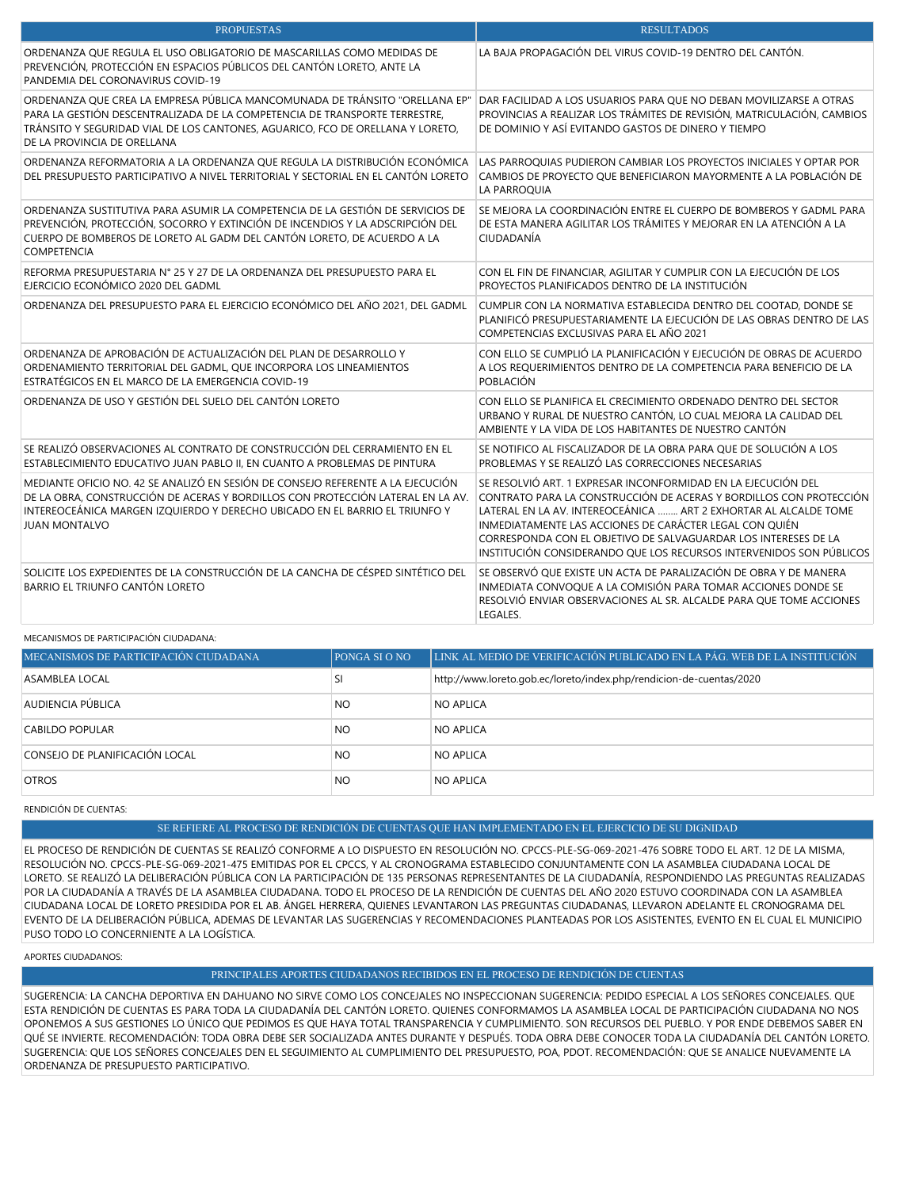| PROPUESTAS | RESULTADOS |
|---|---|
| ORDENANZA QUE REGULA EL USO OBLIGATORIO DE MASCARILLAS COMO MEDIDAS DE PREVENCIÓN, PROTECCIÓN EN ESPACIOS PÚBLICOS DEL CANTÓN LORETO, ANTE LA PANDEMIA DEL CORONAVIRUS COVID-19 | LA BAJA PROPAGACIÓN DEL VIRUS COVID-19 DENTRO DEL CANTÓN. |
| ORDENANZA QUE CREA LA EMPRESA PÚBLICA MANCOMUNADA DE TRÁNSITO "ORELLANA EP" PARA LA GESTIÓN DESCENTRALIZADA DE LA COMPETENCIA DE TRANSPORTE TERRESTRE, TRÁNSITO Y SEGURIDAD VIAL DE LOS CANTONES, AGUARICO, FCO DE ORELLANA Y LORETO, DE LA PROVINCIA DE ORELLANA | DAR FACILIDAD A LOS USUARIOS PARA QUE NO DEBAN MOVILIZARSE A OTRAS PROVINCIAS A REALIZAR LOS TRÁMITES DE REVISIÓN, MATRICULACIÓN, CAMBIOS DE DOMINIO Y ASÍ EVITANDO GASTOS DE DINERO Y TIEMPO |
| ORDENANZA REFORMATORIA A LA ORDENANZA QUE REGULA LA DISTRIBUCIÓN ECONÓMICA DEL PRESUPUESTO PARTICIPATIVO A NIVEL TERRITORIAL Y SECTORIAL EN EL CANTÓN LORETO | LAS PARROQUIAS PUDIERON CAMBIAR LOS PROYECTOS INICIALES Y OPTAR POR CAMBIOS DE PROYECTO QUE BENEFICIARON MAYORMENTE A LA POBLACIÓN DE LA PARROQUIA |
| ORDENANZA SUSTITUTIVA PARA ASUMIR LA COMPETENCIA DE LA GESTIÓN DE SERVICIOS DE PREVENCIÓN, PROTECCIÓN, SOCORRO Y EXTINCIÓN DE INCENDIOS Y LA ADSCRIPCIÓN DEL CUERPO DE BOMBEROS DE LORETO AL GADM DEL CANTÓN LORETO, DE ACUERDO A LA COMPETENCIA | SE MEJORA LA COORDINACIÓN ENTRE EL CUERPO DE BOMBEROS Y GADML PARA DE ESTA MANERA AGILITAR LOS TRÁMITES Y MEJORAR EN LA ATENCIÓN A LA CIUDADANÍA |
| REFORMA PRESUPUESTARIA N° 25 Y 27 DE LA ORDENANZA DEL PRESUPUESTO PARA EL EJERCICIO ECONÓMICO 2020 DEL GADML | CON EL FIN DE FINANCIAR, AGILITAR Y CUMPLIR CON LA EJECUCIÓN DE LOS PROYECTOS PLANIFICADOS DENTRO DE LA INSTITUCIÓN |
| ORDENANZA DEL PRESUPUESTO PARA EL EJERCICIO ECONÓMICO DEL AÑO 2021, DEL GADML | CUMPLIR CON LA NORMATIVA ESTABLECIDA DENTRO DEL COOTAD, DONDE SE PLANIFICÓ PRESUPUESTARIAMENTE LA EJECUCIÓN DE LAS OBRAS DENTRO DE LAS COMPETENCIAS EXCLUSIVAS PARA EL AÑO 2021 |
| ORDENANZA DE APROBACIÓN DE ACTUALIZACIÓN DEL PLAN DE DESARROLLO Y ORDENAMIENTO TERRITORIAL DEL GADML, QUE INCORPORA LOS LINEAMIENTOS ESTRATÉGICOS EN EL MARCO DE LA EMERGENCIA COVID-19 | CON ELLO SE CUMPLIÓ LA PLANIFICACIÓN Y EJECUCIÓN DE OBRAS DE ACUERDO A LOS REQUERIMIENTOS DENTRO DE LA COMPETENCIA PARA BENEFICIO DE LA POBLACIÓN |
| ORDENANZA DE USO Y GESTIÓN DEL SUELO DEL CANTÓN LORETO | CON ELLO SE PLANIFICA EL CRECIMIENTO ORDENADO DENTRO DEL SECTOR URBANO Y RURAL DE NUESTRO CANTÓN, LO CUAL MEJORA LA CALIDAD DEL AMBIENTE Y LA VIDA DE LOS HABITANTES DE NUESTRO CANTÓN |
| SE REALIZÓ OBSERVACIONES AL CONTRATO DE CONSTRUCCIÓN DEL CERRAMIENTO EN EL ESTABLECIMIENTO EDUCATIVO JUAN PABLO II, EN CUANTO A PROBLEMAS DE PINTURA | SE NOTIFICO AL FISCALIZADOR DE LA OBRA PARA QUE DE SOLUCIÓN A LOS PROBLEMAS Y SE REALIZÓ LAS CORRECCIONES NECESARIAS |
| MEDIANTE OFICIO NO. 42 SE ANALIZÓ EN SESIÓN DE CONSEJO REFERENTE A LA EJECUCIÓN DE LA OBRA, CONSTRUCCIÓN DE ACERAS Y BORDILLOS CON PROTECCIÓN LATERAL EN LA AV. INTEREOCEÁNICA MARGEN IZQUIERDO Y DERECHO UBICADO EN EL BARRIO EL TRIUNFO Y JUAN MONTALVO | SE RESOLVIÓ ART. 1 EXPRESAR INCONFORMIDAD EN LA EJECUCIÓN DEL CONTRATO PARA LA CONSTRUCCIÓN DE ACERAS Y BORDILLOS CON PROTECCIÓN LATERAL EN LA AV. INTEREOCEÁNICA ........ ART 2 EXHORTAR AL ALCALDE TOME INMEDIATAMENTE LAS ACCIONES DE CARÁCTER LEGAL CON QUIÉN CORRESPONDA CON EL OBJETIVO DE SALVAGUARDAR LOS INTERESES DE LA INSTITUCIÓN CONSIDERANDO QUE LOS RECURSOS INTERVENIDOS SON PÚBLICOS |
| SOLICITE LOS EXPEDIENTES DE LA CONSTRUCCIÓN DE LA CANCHA DE CÉSPED SINTÉTICO DEL BARRIO EL TRIUNFO CANTÓN LORETO | SE OBSERVÓ QUE EXISTE UN ACTA DE PARALIZACIÓN DE OBRA Y DE MANERA INMEDIATA CONVOQUE A LA COMISIÓN PARA TOMAR ACCIONES DONDE SE RESOLVIÓ ENVIAR OBSERVACIONES AL SR. ALCALDE PARA QUE TOME ACCIONES LEGALES. |

MECANISMOS DE PARTICIPACIÓN CIUDADANA:

| MECANISMOS DE PARTICIPACIÓN CIUDADANA | PONGA SI O NO | LINK AL MEDIO DE VERIFICACIÓN PUBLICADO EN LA PÁG. WEB DE LA INSTITUCIÓN |
|---|---|---|
| ASAMBLEA LOCAL | SI | http://www.loreto.gob.ec/loreto/index.php/rendicion-de-cuentas/2020 |
| AUDIENCIA PÚBLICA | NO | NO APLICA |
| CABILDO POPULAR | NO | NO APLICA |
| CONSEJO DE PLANIFICACIÓN LOCAL | NO | NO APLICA |
| OTROS | NO | NO APLICA |

RENDICIÓN DE CUENTAS:

| SE REFIERE AL PROCESO DE RENDICIÓN DE CUENTAS QUE HAN IMPLEMENTADO EN EL EJERCICIO DE SU DIGNIDAD |
|---|
| EL PROCESO DE RENDICIÓN DE CUENTAS SE REALIZÓ CONFORME A LO DISPUESTO EN RESOLUCIÓN NO. CPCCS-PLE-SG-069-2021-476 SOBRE TODO EL ART. 12 DE LA MISMA, RESOLUCIÓN NO. CPCCS-PLE-SG-069-2021-475 EMITIDAS POR EL CPCCS, Y AL CRONOGRAMA ESTABLECIDO CONJUNTAMENTE CON LA ASAMBLEA CIUDADANA LOCAL DE LORETO. SE REALIZÓ LA DELIBERACIÓN PÚBLICA CON LA PARTICIPACIÓN DE 135 PERSONAS REPRESENTANTES DE LA CIUDADANÍA, RESPONDIENDO LAS PREGUNTAS REALIZADAS POR LA CIUDADANÍA A TRAVÉS DE LA ASAMBLEA CIUDADANA. TODO EL PROCESO DE LA RENDICIÓN DE CUENTAS DEL AÑO 2020 ESTUVO COORDINADA CON LA ASAMBLEA CIUDADANA LOCAL DE LORETO PRESIDIDA POR EL AB. ÁNGEL HERRERA, QUIENES LEVANTARON LAS PREGUNTAS CIUDADANAS, LLEVARON ADELANTE EL CRONOGRAMA DEL EVENTO DE LA DELIBERACIÓN PÚBLICA, ADEMAS DE LEVANTAR LAS SUGERENCIAS Y RECOMENDACIONES PLANTEADAS POR LOS ASISTENTES, EVENTO EN EL CUAL EL MUNICIPIO PUSO TODO LO CONCERNIENTE A LA LOGÍSTICA. |

APORTES CIUDADANOS:

| PRINCIPALES APORTES CIUDADANOS RECIBIDOS EN EL PROCESO DE RENDICIÓN DE CUENTAS |
|---|
| SUGERENCIA: LA CANCHA DEPORTIVA EN DAHUANO NO SIRVE COMO LOS CONCEJALES NO INSPECCIONAN SUGERENCIA: PEDIDO ESPECIAL A LOS SEÑORES CONCEJALES. QUE ESTA RENDICIÓN DE CUENTAS ES PARA TODA LA CIUDADANÍA DEL CANTÓN LORETO. QUIENES CONFORMAMOS LA ASAMBLEA LOCAL DE PARTICIPACIÓN CIUDADANA NO NOS OPONEMOS A SUS GESTIONES LO ÚNICO QUE PEDIMOS ES QUE HAYA TOTAL TRANSPARENCIA Y CUMPLIMIENTO. SON RECURSOS DEL PUEBLO. Y POR ENDE DEBEMOS SABER EN QUÉ SE INVIERTE. RECOMENDACIÓN: TODA OBRA DEBE SER SOCIALIZADA ANTES DURANTE Y DESPUÉS. TODA OBRA DEBE CONOCER TODA LA CIUDADANÍA DEL CANTÓN LORETO. SUGERENCIA: QUE LOS SEÑORES CONCEJALES DEN EL SEGUIMIENTO AL CUMPLIMIENTO DEL PRESUPUESTO, POA, PDOT. RECOMENDACIÓN: QUE SE ANALICE NUEVAMENTE LA ORDENANZA DE PRESUPUESTO PARTICIPATIVO. |